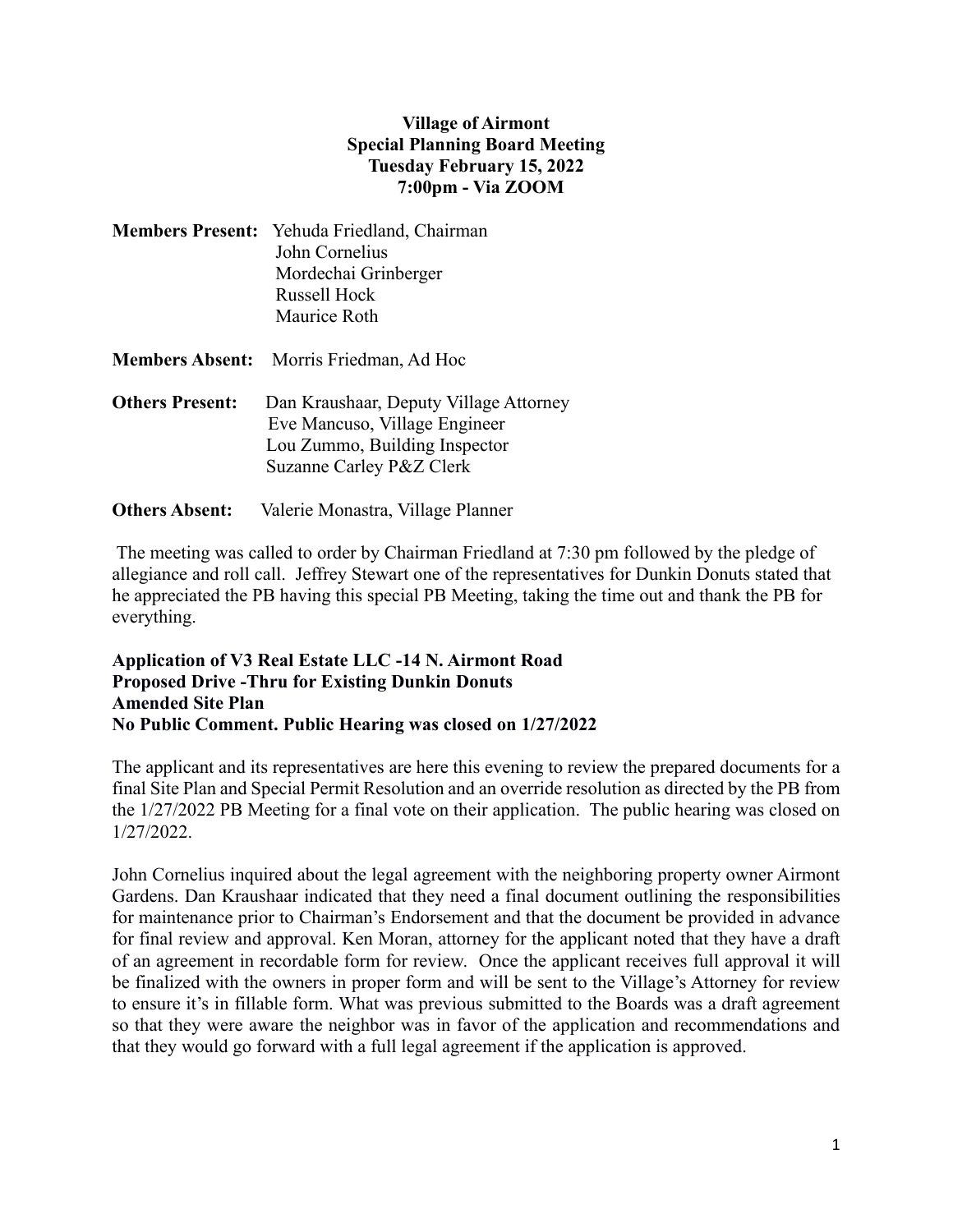**Village of Airmont**
**Special Planning Board Meeting**
**Tuesday February 15, 2022**
**7:00pm - Via ZOOM**

**Members Present:** Yehuda Friedland, Chairman
John Cornelius
Mordechai Grinberger
Russell Hock
Maurice Roth

**Members Absent:** Morris Friedman, Ad Hoc

**Others Present:** Dan Kraushaar, Deputy Village Attorney
Eve Mancuso, Village Engineer
Lou Zummo, Building Inspector
Suzanne Carley P&Z Clerk

**Others Absent:** Valerie Monastra, Village Planner

The meeting was called to order by Chairman Friedland at 7:30 pm followed by the pledge of allegiance and roll call. Jeffrey Stewart one of the representatives for Dunkin Donuts stated that he appreciated the PB having this special PB Meeting, taking the time out and thank the PB for everything.

**Application of V3 Real Estate LLC -14 N. Airmont Road**
**Proposed Drive -Thru for Existing Dunkin Donuts**
**Amended Site Plan**
**No Public Comment. Public Hearing was closed on 1/27/2022**

The applicant and its representatives are here this evening to review the prepared documents for a final Site Plan and Special Permit Resolution and an override resolution as directed by the PB from the 1/27/2022 PB Meeting for a final vote on their application. The public hearing was closed on 1/27/2022.

John Cornelius inquired about the legal agreement with the neighboring property owner Airmont Gardens. Dan Kraushaar indicated that they need a final document outlining the responsibilities for maintenance prior to Chairman's Endorsement and that the document be provided in advance for final review and approval. Ken Moran, attorney for the applicant noted that they have a draft of an agreement in recordable form for review. Once the applicant receives full approval it will be finalized with the owners in proper form and will be sent to the Village's Attorney for review to ensure it's in fillable form. What was previous submitted to the Boards was a draft agreement so that they were aware the neighbor was in favor of the application and recommendations and that they would go forward with a full legal agreement if the application is approved.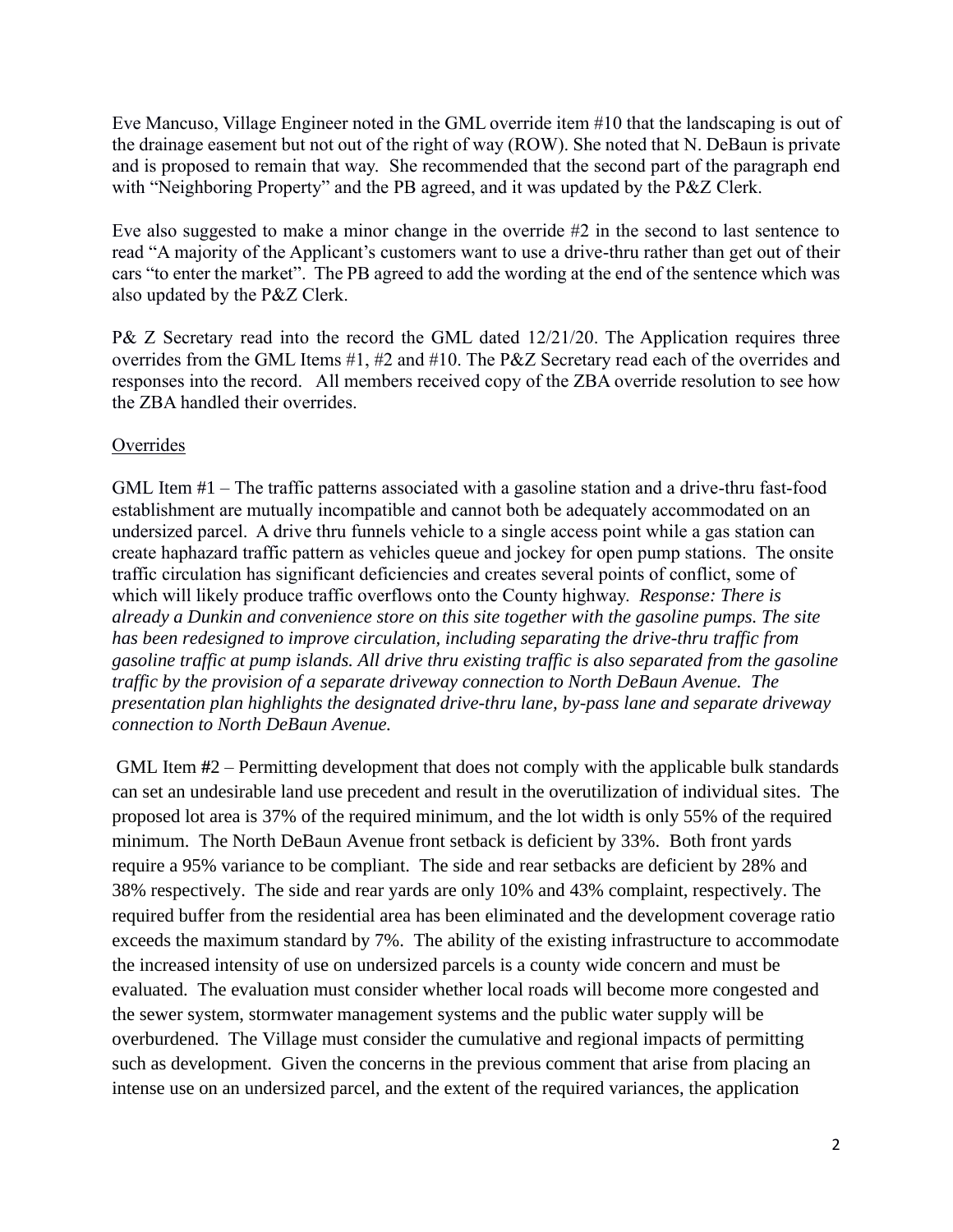Eve Mancuso, Village Engineer noted in the GML override item #10 that the landscaping is out of the drainage easement but not out of the right of way (ROW). She noted that N. DeBaun is private and is proposed to remain that way. She recommended that the second part of the paragraph end with "Neighboring Property" and the PB agreed, and it was updated by the P&Z Clerk.

Eve also suggested to make a minor change in the override #2 in the second to last sentence to read "A majority of the Applicant's customers want to use a drive-thru rather than get out of their cars "to enter the market". The PB agreed to add the wording at the end of the sentence which was also updated by the P&Z Clerk.

P& Z Secretary read into the record the GML dated 12/21/20. The Application requires three overrides from the GML Items #1, #2 and #10. The P&Z Secretary read each of the overrides and responses into the record. All members received copy of the ZBA override resolution to see how the ZBA handled their overrides.

Overrides

GML Item #1 – The traffic patterns associated with a gasoline station and a drive-thru fast-food establishment are mutually incompatible and cannot both be adequately accommodated on an undersized parcel. A drive thru funnels vehicle to a single access point while a gas station can create haphazard traffic pattern as vehicles queue and jockey for open pump stations. The onsite traffic circulation has significant deficiencies and creates several points of conflict, some of which will likely produce traffic overflows onto the County highway. *Response: There is already a Dunkin and convenience store on this site together with the gasoline pumps. The site has been redesigned to improve circulation, including separating the drive-thru traffic from gasoline traffic at pump islands. All drive thru existing traffic is also separated from the gasoline traffic by the provision of a separate driveway connection to North DeBaun Avenue. The presentation plan highlights the designated drive-thru lane, by-pass lane and separate driveway connection to North DeBaun Avenue.*

GML Item #2 – Permitting development that does not comply with the applicable bulk standards can set an undesirable land use precedent and result in the overutilization of individual sites. The proposed lot area is 37% of the required minimum, and the lot width is only 55% of the required minimum. The North DeBaun Avenue front setback is deficient by 33%. Both front yards require a 95% variance to be compliant. The side and rear setbacks are deficient by 28% and 38% respectively. The side and rear yards are only 10% and 43% complaint, respectively. The required buffer from the residential area has been eliminated and the development coverage ratio exceeds the maximum standard by 7%. The ability of the existing infrastructure to accommodate the increased intensity of use on undersized parcels is a county wide concern and must be evaluated. The evaluation must consider whether local roads will become more congested and the sewer system, stormwater management systems and the public water supply will be overburdened. The Village must consider the cumulative and regional impacts of permitting such as development. Given the concerns in the previous comment that arise from placing an intense use on an undersized parcel, and the extent of the required variances, the application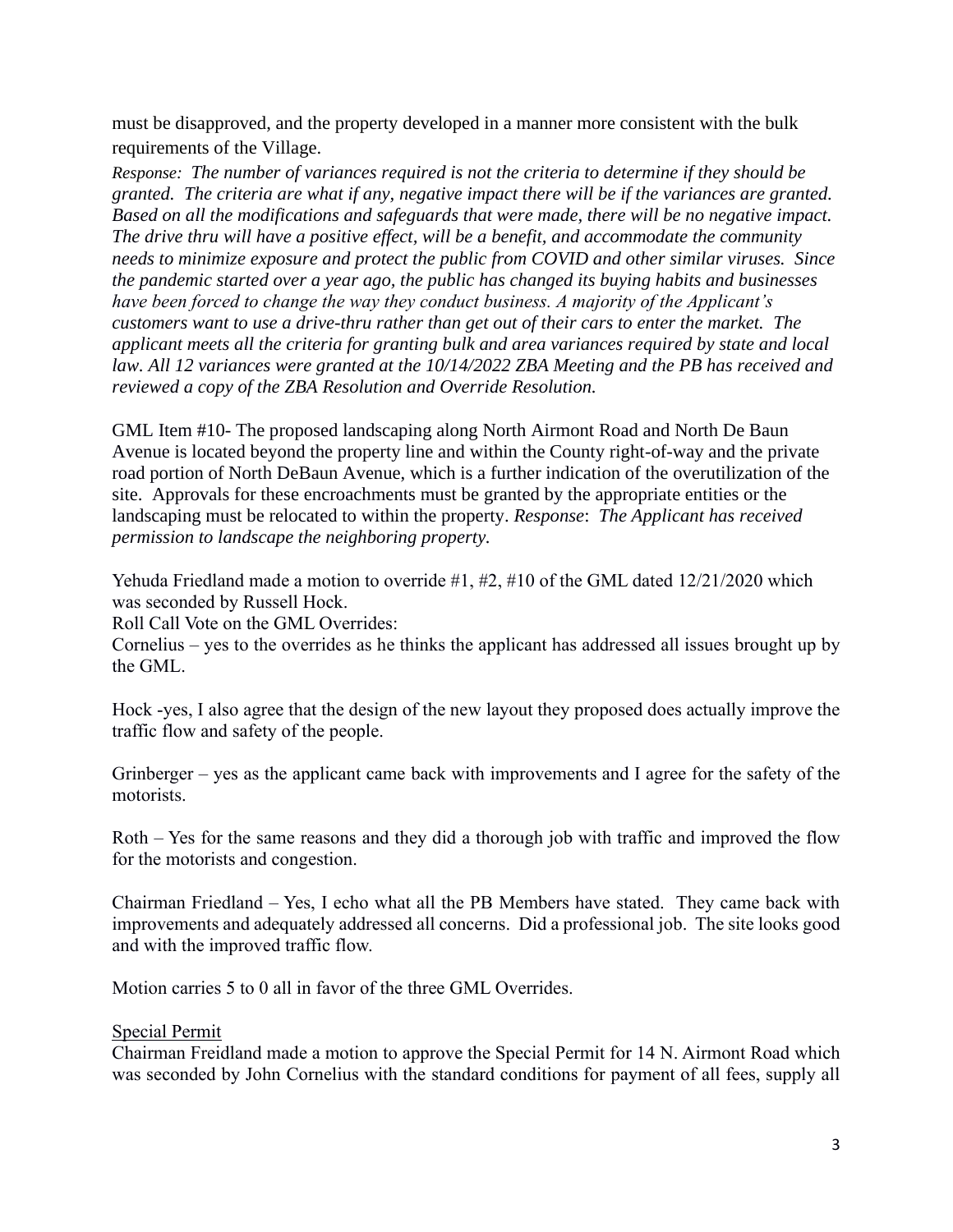must be disapproved, and the property developed in a manner more consistent with the bulk requirements of the Village.

*Response: The number of variances required is not the criteria to determine if they should be granted. The criteria are what if any, negative impact there will be if the variances are granted. Based on all the modifications and safeguards that were made, there will be no negative impact. The drive thru will have a positive effect, will be a benefit, and accommodate the community needs to minimize exposure and protect the public from COVID and other similar viruses. Since the pandemic started over a year ago, the public has changed its buying habits and businesses have been forced to change the way they conduct business. A majority of the Applicant's customers want to use a drive-thru rather than get out of their cars to enter the market. The applicant meets all the criteria for granting bulk and area variances required by state and local law. All 12 variances were granted at the 10/14/2022 ZBA Meeting and the PB has received and reviewed a copy of the ZBA Resolution and Override Resolution.*

GML Item #10- The proposed landscaping along North Airmont Road and North De Baun Avenue is located beyond the property line and within the County right-of-way and the private road portion of North DeBaun Avenue, which is a further indication of the overutilization of the site. Approvals for these encroachments must be granted by the appropriate entities or the landscaping must be relocated to within the property. *Response*: *The Applicant has received permission to landscape the neighboring property.*

Yehuda Friedland made a motion to override #1, #2, #10 of the GML dated 12/21/2020 which was seconded by Russell Hock.

Roll Call Vote on the GML Overrides:

Cornelius – yes to the overrides as he thinks the applicant has addressed all issues brought up by the GML.

Hock -yes, I also agree that the design of the new layout they proposed does actually improve the traffic flow and safety of the people.

Grinberger – yes as the applicant came back with improvements and I agree for the safety of the motorists.

Roth – Yes for the same reasons and they did a thorough job with traffic and improved the flow for the motorists and congestion.

Chairman Friedland – Yes, I echo what all the PB Members have stated. They came back with improvements and adequately addressed all concerns. Did a professional job. The site looks good and with the improved traffic flow.

Motion carries 5 to 0 all in favor of the three GML Overrides.

Special Permit

Chairman Freidland made a motion to approve the Special Permit for 14 N. Airmont Road which was seconded by John Cornelius with the standard conditions for payment of all fees, supply all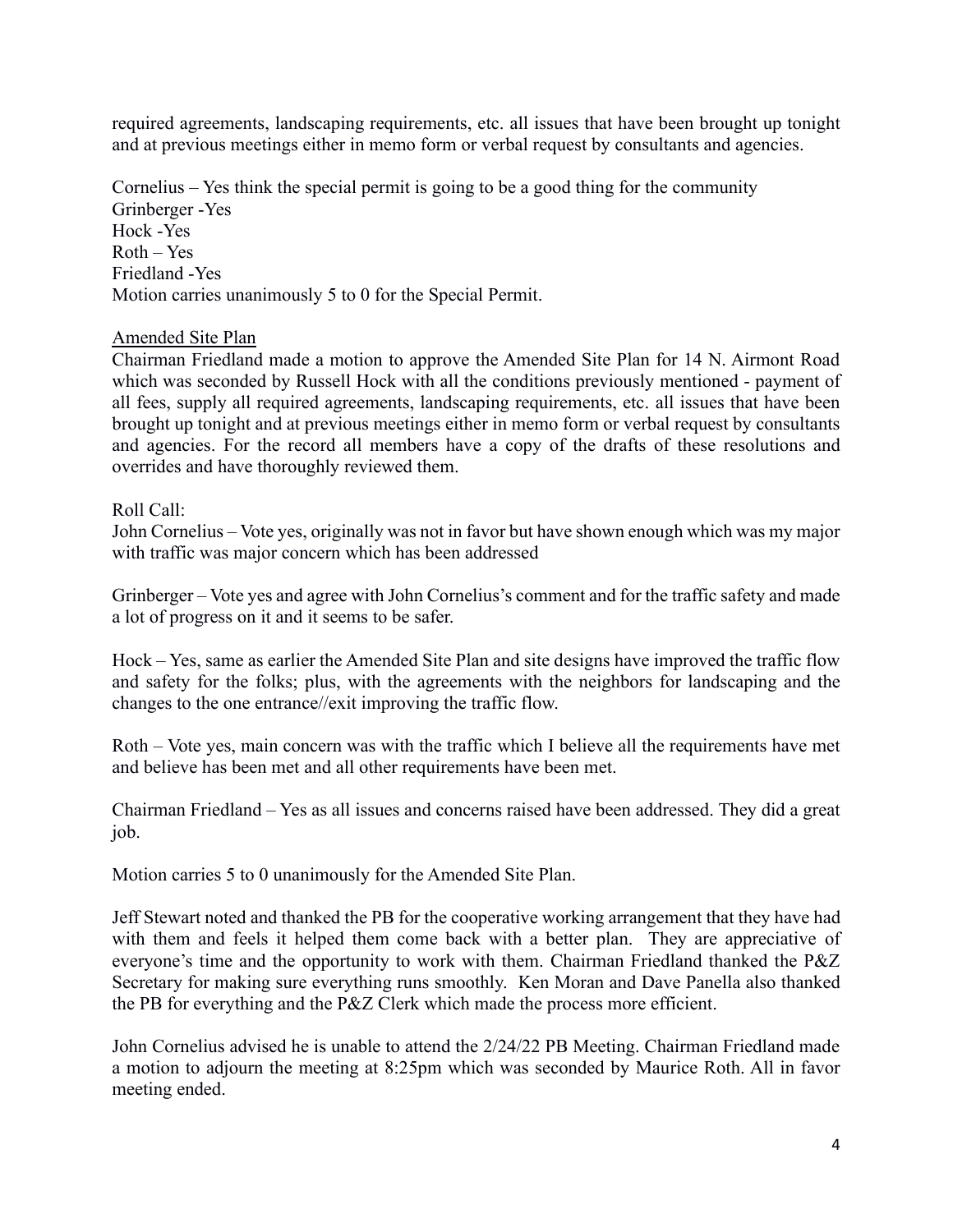required agreements, landscaping requirements, etc. all issues that have been brought up tonight and at previous meetings either in memo form or verbal request by consultants and agencies.

Cornelius – Yes think the special permit is going to be a good thing for the community
Grinberger -Yes
Hock -Yes
Roth – Yes
Friedland -Yes
Motion carries unanimously 5 to 0 for the Special Permit.

Amended Site Plan

Chairman Friedland made a motion to approve the Amended Site Plan for 14 N. Airmont Road which was seconded by Russell Hock with all the conditions previously mentioned - payment of all fees, supply all required agreements, landscaping requirements, etc. all issues that have been brought up tonight and at previous meetings either in memo form or verbal request by consultants and agencies. For the record all members have a copy of the drafts of these resolutions and overrides and have thoroughly reviewed them.

Roll Call:
John Cornelius – Vote yes, originally was not in favor but have shown enough which was my major with traffic was major concern which has been addressed

Grinberger – Vote yes and agree with John Cornelius's comment and for the traffic safety and made a lot of progress on it and it seems to be safer.

Hock – Yes, same as earlier the Amended Site Plan and site designs have improved the traffic flow and safety for the folks; plus, with the agreements with the neighbors for landscaping and the changes to the one entrance//exit improving the traffic flow.

Roth – Vote yes, main concern was with the traffic which I believe all the requirements have met and believe has been met and all other requirements have been met.

Chairman Friedland – Yes as all issues and concerns raised have been addressed. They did a great job.

Motion carries 5 to 0 unanimously for the Amended Site Plan.

Jeff Stewart noted and thanked the PB for the cooperative working arrangement that they have had with them and feels it helped them come back with a better plan. They are appreciative of everyone's time and the opportunity to work with them. Chairman Friedland thanked the P&Z Secretary for making sure everything runs smoothly. Ken Moran and Dave Panella also thanked the PB for everything and the P&Z Clerk which made the process more efficient.

John Cornelius advised he is unable to attend the 2/24/22 PB Meeting. Chairman Friedland made a motion to adjourn the meeting at 8:25pm which was seconded by Maurice Roth. All in favor meeting ended.